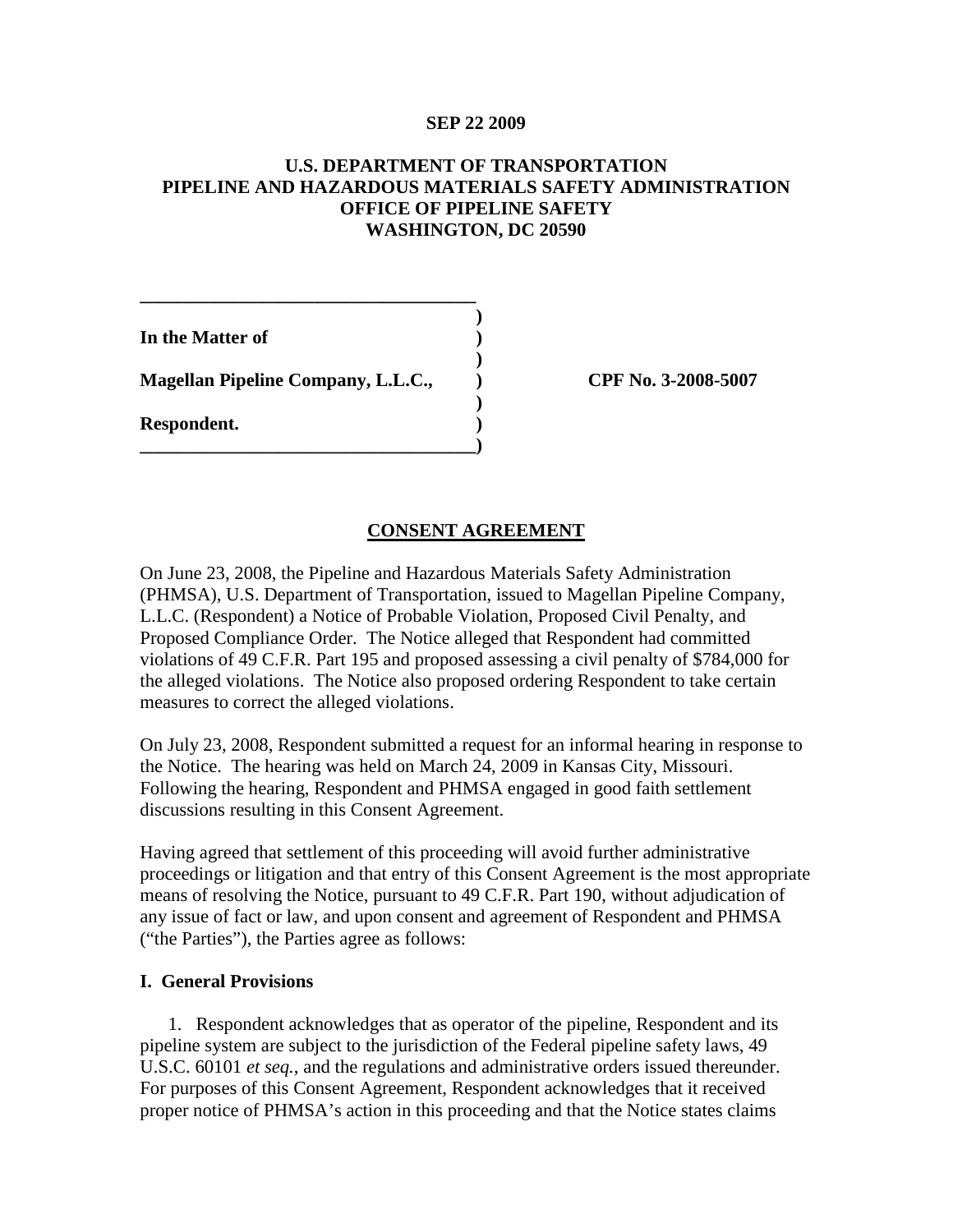**SEP 22 2009**

**U.S. DEPARTMENT OF TRANSPORTATION**
**PIPELINE AND HAZARDOUS MATERIALS SAFETY ADMINISTRATION**
**OFFICE OF PIPELINE SAFETY**
**WASHINGTON, DC 20590**

**In the Matter of**

**Magellan Pipeline Company, L.L.C.,** **CPF No. 3-2008-5007**

**Respondent.**

## CONSENT AGREEMENT

On June 23, 2008, the Pipeline and Hazardous Materials Safety Administration (PHMSA), U.S. Department of Transportation, issued to Magellan Pipeline Company, L.L.C. (Respondent) a Notice of Probable Violation, Proposed Civil Penalty, and Proposed Compliance Order. The Notice alleged that Respondent had committed violations of 49 C.F.R. Part 195 and proposed assessing a civil penalty of $784,000 for the alleged violations. The Notice also proposed ordering Respondent to take certain measures to correct the alleged violations.

On July 23, 2008, Respondent submitted a request for an informal hearing in response to the Notice. The hearing was held on March 24, 2009 in Kansas City, Missouri. Following the hearing, Respondent and PHMSA engaged in good faith settlement discussions resulting in this Consent Agreement.

Having agreed that settlement of this proceeding will avoid further administrative proceedings or litigation and that entry of this Consent Agreement is the most appropriate means of resolving the Notice, pursuant to 49 C.F.R. Part 190, without adjudication of any issue of fact or law, and upon consent and agreement of Respondent and PHMSA ("the Parties"), the Parties agree as follows:

### I. General Provisions

1. Respondent acknowledges that as operator of the pipeline, Respondent and its pipeline system are subject to the jurisdiction of the Federal pipeline safety laws, 49 U.S.C. 60101 *et seq.*, and the regulations and administrative orders issued thereunder. For purposes of this Consent Agreement, Respondent acknowledges that it received proper notice of PHMSA's action in this proceeding and that the Notice states claims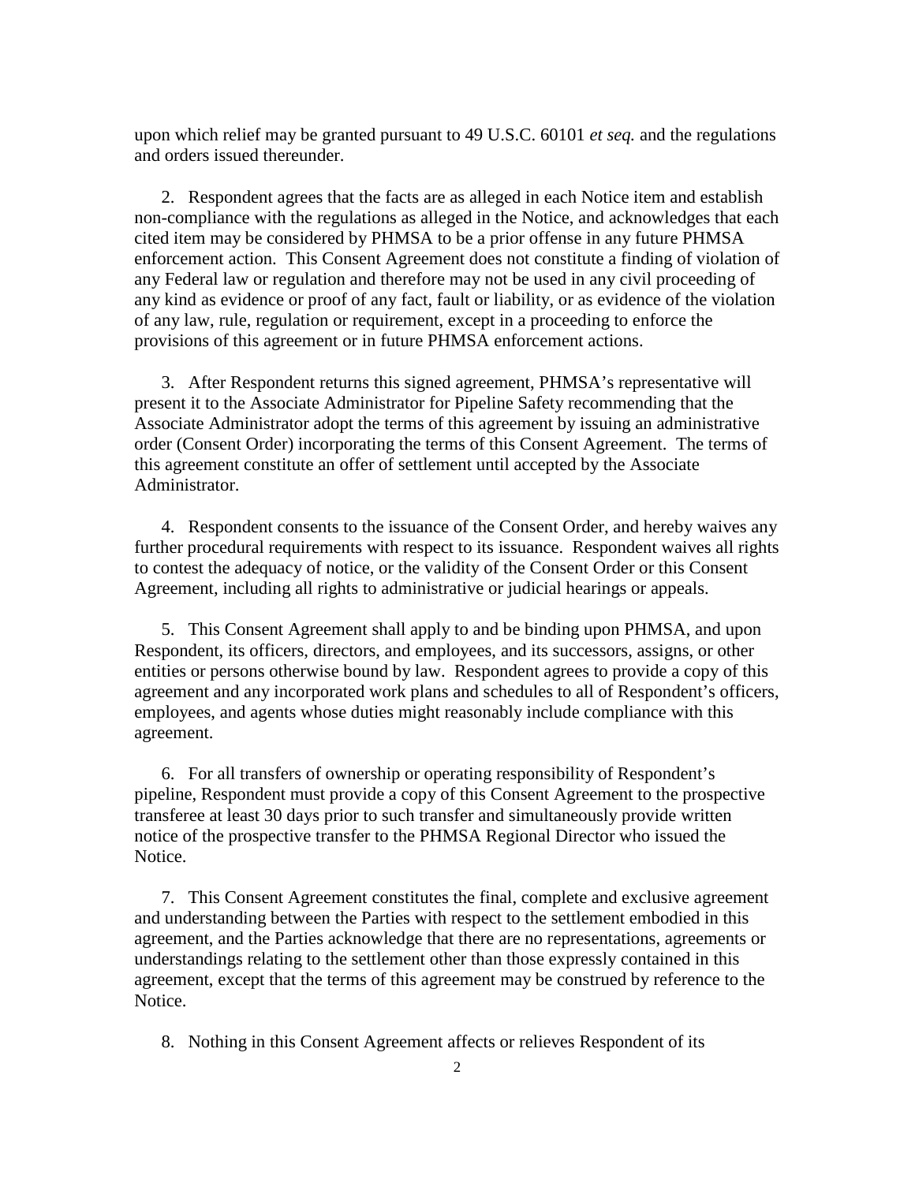upon which relief may be granted pursuant to 49 U.S.C. 60101 *et seq.* and the regulations and orders issued thereunder.

2. Respondent agrees that the facts are as alleged in each Notice item and establish non-compliance with the regulations as alleged in the Notice, and acknowledges that each cited item may be considered by PHMSA to be a prior offense in any future PHMSA enforcement action. This Consent Agreement does not constitute a finding of violation of any Federal law or regulation and therefore may not be used in any civil proceeding of any kind as evidence or proof of any fact, fault or liability, or as evidence of the violation of any law, rule, regulation or requirement, except in a proceeding to enforce the provisions of this agreement or in future PHMSA enforcement actions.

3. After Respondent returns this signed agreement, PHMSA's representative will present it to the Associate Administrator for Pipeline Safety recommending that the Associate Administrator adopt the terms of this agreement by issuing an administrative order (Consent Order) incorporating the terms of this Consent Agreement. The terms of this agreement constitute an offer of settlement until accepted by the Associate Administrator.

4. Respondent consents to the issuance of the Consent Order, and hereby waives any further procedural requirements with respect to its issuance. Respondent waives all rights to contest the adequacy of notice, or the validity of the Consent Order or this Consent Agreement, including all rights to administrative or judicial hearings or appeals.

5. This Consent Agreement shall apply to and be binding upon PHMSA, and upon Respondent, its officers, directors, and employees, and its successors, assigns, or other entities or persons otherwise bound by law. Respondent agrees to provide a copy of this agreement and any incorporated work plans and schedules to all of Respondent's officers, employees, and agents whose duties might reasonably include compliance with this agreement.

6. For all transfers of ownership or operating responsibility of Respondent's pipeline, Respondent must provide a copy of this Consent Agreement to the prospective transferee at least 30 days prior to such transfer and simultaneously provide written notice of the prospective transfer to the PHMSA Regional Director who issued the Notice.

7. This Consent Agreement constitutes the final, complete and exclusive agreement and understanding between the Parties with respect to the settlement embodied in this agreement, and the Parties acknowledge that there are no representations, agreements or understandings relating to the settlement other than those expressly contained in this agreement, except that the terms of this agreement may be construed by reference to the Notice.

8. Nothing in this Consent Agreement affects or relieves Respondent of its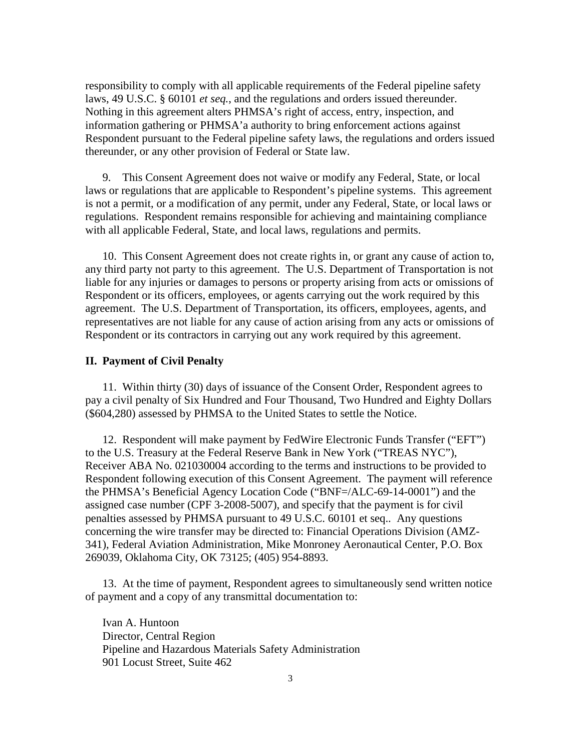responsibility to comply with all applicable requirements of the Federal pipeline safety laws, 49 U.S.C. § 60101 *et seq.*, and the regulations and orders issued thereunder. Nothing in this agreement alters PHMSA's right of access, entry, inspection, and information gathering or PHMSA'a authority to bring enforcement actions against Respondent pursuant to the Federal pipeline safety laws, the regulations and orders issued thereunder, or any other provision of Federal or State law.

9. This Consent Agreement does not waive or modify any Federal, State, or local laws or regulations that are applicable to Respondent's pipeline systems. This agreement is not a permit, or a modification of any permit, under any Federal, State, or local laws or regulations. Respondent remains responsible for achieving and maintaining compliance with all applicable Federal, State, and local laws, regulations and permits.

10. This Consent Agreement does not create rights in, or grant any cause of action to, any third party not party to this agreement. The U.S. Department of Transportation is not liable for any injuries or damages to persons or property arising from acts or omissions of Respondent or its officers, employees, or agents carrying out the work required by this agreement. The U.S. Department of Transportation, its officers, employees, agents, and representatives are not liable for any cause of action arising from any acts or omissions of Respondent or its contractors in carrying out any work required by this agreement.

## II. Payment of Civil Penalty

11. Within thirty (30) days of issuance of the Consent Order, Respondent agrees to pay a civil penalty of Six Hundred and Four Thousand, Two Hundred and Eighty Dollars ($604,280) assessed by PHMSA to the United States to settle the Notice.

12. Respondent will make payment by FedWire Electronic Funds Transfer ("EFT") to the U.S. Treasury at the Federal Reserve Bank in New York ("TREAS NYC"), Receiver ABA No. 021030004 according to the terms and instructions to be provided to Respondent following execution of this Consent Agreement. The payment will reference the PHMSA's Beneficial Agency Location Code ("BNF=/ALC-69-14-0001") and the assigned case number (CPF 3-2008-5007), and specify that the payment is for civil penalties assessed by PHMSA pursuant to 49 U.S.C. 60101 et seq.. Any questions concerning the wire transfer may be directed to: Financial Operations Division (AMZ-341), Federal Aviation Administration, Mike Monroney Aeronautical Center, P.O. Box 269039, Oklahoma City, OK 73125; (405) 954-8893.

13. At the time of payment, Respondent agrees to simultaneously send written notice of payment and a copy of any transmittal documentation to:

Ivan A. Huntoon
Director, Central Region
Pipeline and Hazardous Materials Safety Administration
901 Locust Street, Suite 462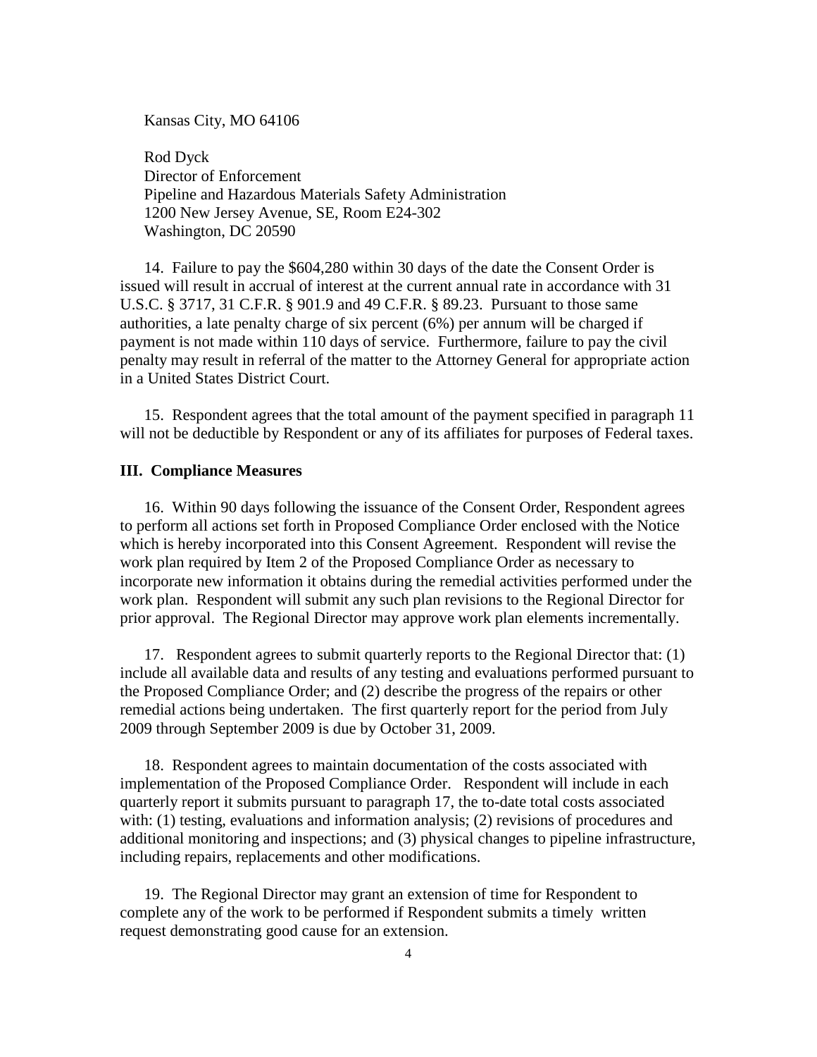Kansas City, MO 64106

Rod Dyck
Director of Enforcement
Pipeline and Hazardous Materials Safety Administration
1200 New Jersey Avenue, SE, Room E24-302
Washington, DC 20590

14. Failure to pay the $604,280 within 30 days of the date the Consent Order is issued will result in accrual of interest at the current annual rate in accordance with 31 U.S.C. § 3717, 31 C.F.R. § 901.9 and 49 C.F.R. § 89.23. Pursuant to those same authorities, a late penalty charge of six percent (6%) per annum will be charged if payment is not made within 110 days of service. Furthermore, failure to pay the civil penalty may result in referral of the matter to the Attorney General for appropriate action in a United States District Court.

15. Respondent agrees that the total amount of the payment specified in paragraph 11 will not be deductible by Respondent or any of its affiliates for purposes of Federal taxes.

### III. Compliance Measures

16. Within 90 days following the issuance of the Consent Order, Respondent agrees to perform all actions set forth in Proposed Compliance Order enclosed with the Notice which is hereby incorporated into this Consent Agreement. Respondent will revise the work plan required by Item 2 of the Proposed Compliance Order as necessary to incorporate new information it obtains during the remedial activities performed under the work plan. Respondent will submit any such plan revisions to the Regional Director for prior approval. The Regional Director may approve work plan elements incrementally.

17. Respondent agrees to submit quarterly reports to the Regional Director that: (1) include all available data and results of any testing and evaluations performed pursuant to the Proposed Compliance Order; and (2) describe the progress of the repairs or other remedial actions being undertaken. The first quarterly report for the period from July 2009 through September 2009 is due by October 31, 2009.

18. Respondent agrees to maintain documentation of the costs associated with implementation of the Proposed Compliance Order. Respondent will include in each quarterly report it submits pursuant to paragraph 17, the to-date total costs associated with: (1) testing, evaluations and information analysis; (2) revisions of procedures and additional monitoring and inspections; and (3) physical changes to pipeline infrastructure, including repairs, replacements and other modifications.

19. The Regional Director may grant an extension of time for Respondent to complete any of the work to be performed if Respondent submits a timely written request demonstrating good cause for an extension.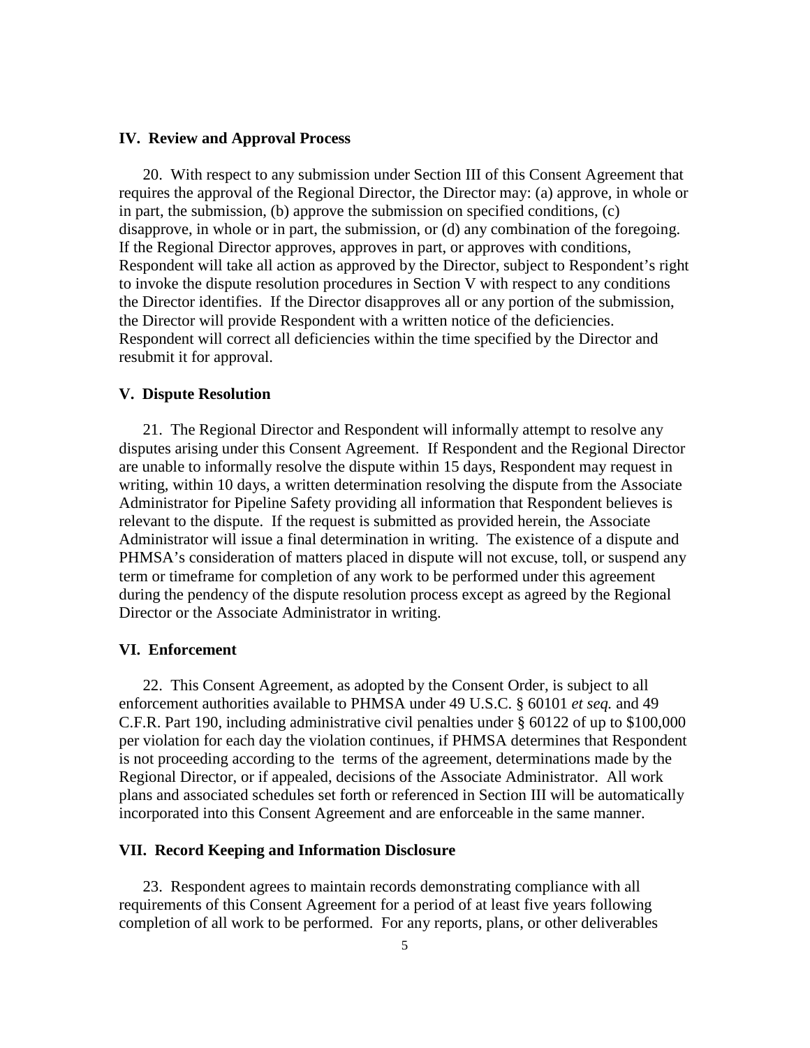### IV. Review and Approval Process

20. With respect to any submission under Section III of this Consent Agreement that requires the approval of the Regional Director, the Director may: (a) approve, in whole or in part, the submission, (b) approve the submission on specified conditions, (c) disapprove, in whole or in part, the submission, or (d) any combination of the foregoing. If the Regional Director approves, approves in part, or approves with conditions, Respondent will take all action as approved by the Director, subject to Respondent's right to invoke the dispute resolution procedures in Section V with respect to any conditions the Director identifies. If the Director disapproves all or any portion of the submission, the Director will provide Respondent with a written notice of the deficiencies. Respondent will correct all deficiencies within the time specified by the Director and resubmit it for approval.

### V. Dispute Resolution

21. The Regional Director and Respondent will informally attempt to resolve any disputes arising under this Consent Agreement. If Respondent and the Regional Director are unable to informally resolve the dispute within 15 days, Respondent may request in writing, within 10 days, a written determination resolving the dispute from the Associate Administrator for Pipeline Safety providing all information that Respondent believes is relevant to the dispute. If the request is submitted as provided herein, the Associate Administrator will issue a final determination in writing. The existence of a dispute and PHMSA's consideration of matters placed in dispute will not excuse, toll, or suspend any term or timeframe for completion of any work to be performed under this agreement during the pendency of the dispute resolution process except as agreed by the Regional Director or the Associate Administrator in writing.

### VI. Enforcement

22. This Consent Agreement, as adopted by the Consent Order, is subject to all enforcement authorities available to PHMSA under 49 U.S.C. § 60101 *et seq.* and 49 C.F.R. Part 190, including administrative civil penalties under § 60122 of up to $100,000 per violation for each day the violation continues, if PHMSA determines that Respondent is not proceeding according to the terms of the agreement, determinations made by the Regional Director, or if appealed, decisions of the Associate Administrator. All work plans and associated schedules set forth or referenced in Section III will be automatically incorporated into this Consent Agreement and are enforceable in the same manner.

### VII. Record Keeping and Information Disclosure

23. Respondent agrees to maintain records demonstrating compliance with all requirements of this Consent Agreement for a period of at least five years following completion of all work to be performed. For any reports, plans, or other deliverables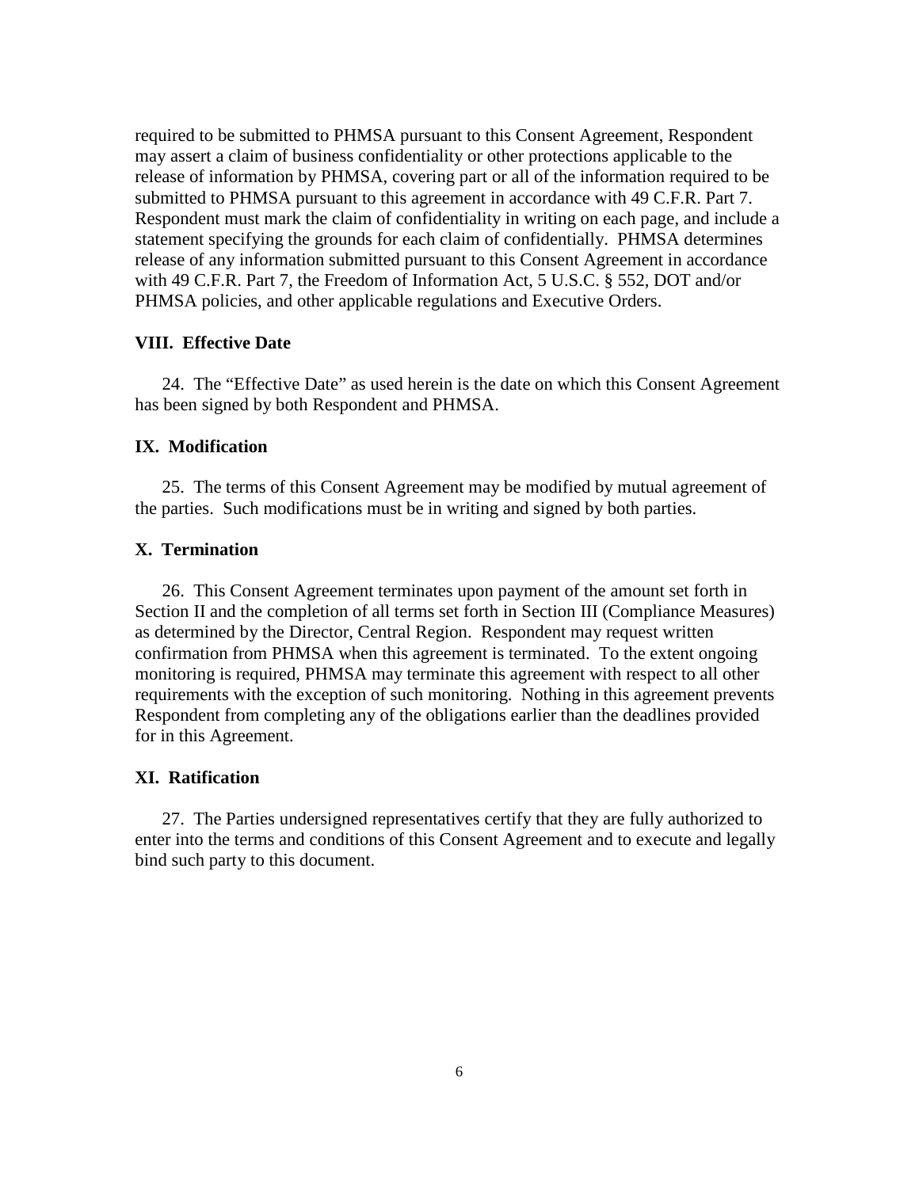required to be submitted to PHMSA pursuant to this Consent Agreement, Respondent may assert a claim of business confidentiality or other protections applicable to the release of information by PHMSA, covering part or all of the information required to be submitted to PHMSA pursuant to this agreement in accordance with 49 C.F.R. Part 7. Respondent must mark the claim of confidentiality in writing on each page, and include a statement specifying the grounds for each claim of confidentially. PHMSA determines release of any information submitted pursuant to this Consent Agreement in accordance with 49 C.F.R. Part 7, the Freedom of Information Act, 5 U.S.C. § 552, DOT and/or PHMSA policies, and other applicable regulations and Executive Orders.

**VIII. Effective Date**

24. The "Effective Date" as used herein is the date on which this Consent Agreement has been signed by both Respondent and PHMSA.

**IX. Modification**

25. The terms of this Consent Agreement may be modified by mutual agreement of the parties. Such modifications must be in writing and signed by both parties.

**X. Termination**

26. This Consent Agreement terminates upon payment of the amount set forth in Section II and the completion of all terms set forth in Section III (Compliance Measures) as determined by the Director, Central Region. Respondent may request written confirmation from PHMSA when this agreement is terminated. To the extent ongoing monitoring is required, PHMSA may terminate this agreement with respect to all other requirements with the exception of such monitoring. Nothing in this agreement prevents Respondent from completing any of the obligations earlier than the deadlines provided for in this Agreement.

**XI. Ratification**

27. The Parties undersigned representatives certify that they are fully authorized to enter into the terms and conditions of this Consent Agreement and to execute and legally bind such party to this document.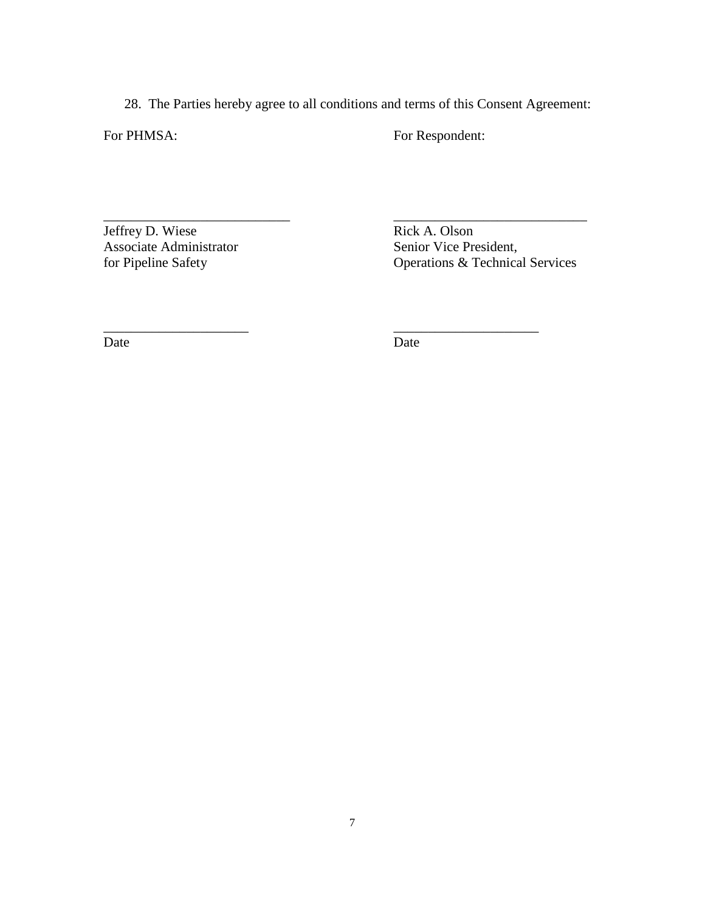28. The Parties hereby agree to all conditions and terms of this Consent Agreement:

| For PHMSA: | For Respondent: |
| --- | --- |
| ___________________________ | ____________________________ |
| Jeffrey D. Wiese<br>Associate Administrator<br>for Pipeline Safety | Rick A. Olson<br>Senior Vice President,<br>Operations & Technical Services |
| _____________________ | _____________________ |
| Date | Date |